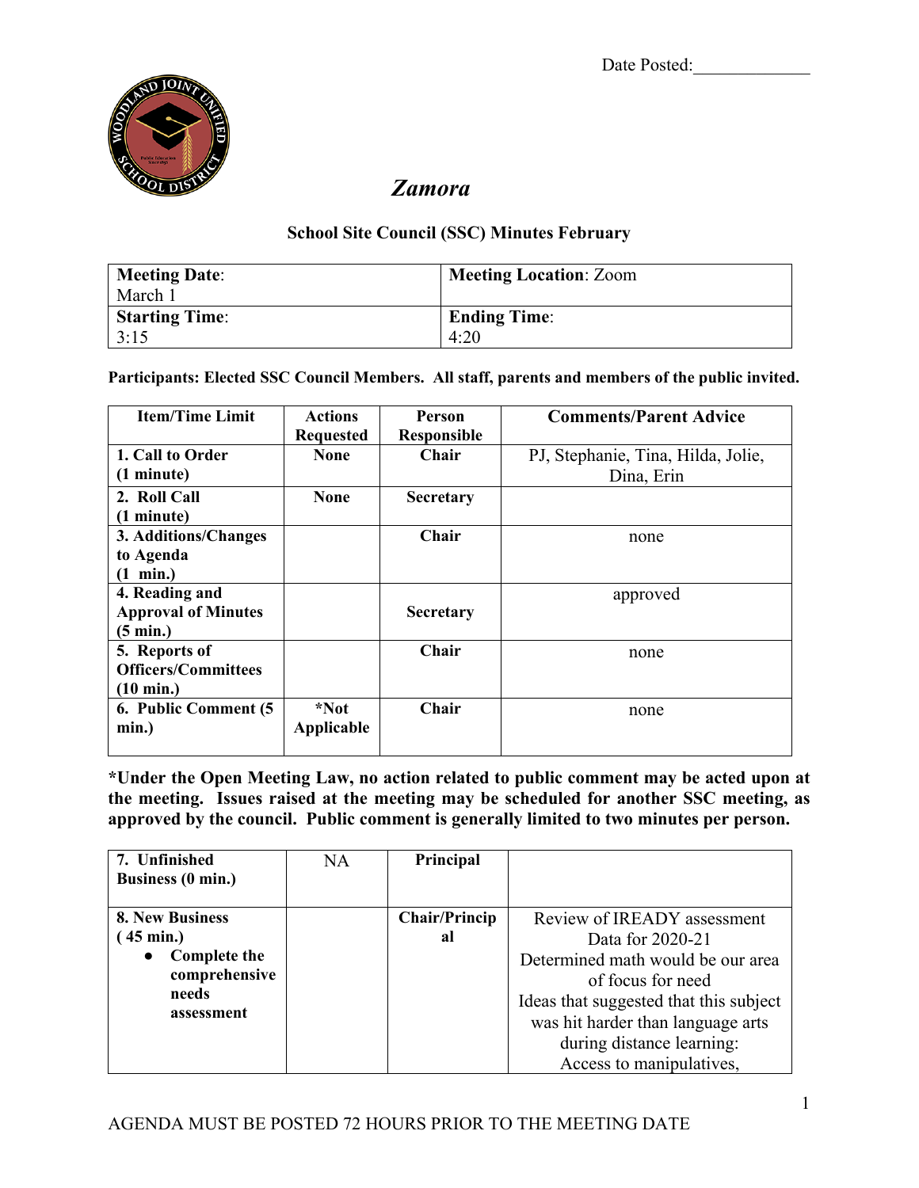Date Posted:_____________

# *Zamora*

## School Site Council (SSC) Minutes February

| **Meeting Date**: March 1 | **Meeting Location**: Zoom |
|---|---|
| **Starting Time**: 3:15 | **Ending Time**: 4:20 |

**Participants: Elected SSC Council Members. All staff, parents and members of the public invited.**

| Item/Time Limit | Actions Requested | Person Responsible | Comments/Parent Advice |
|---|---|---|---|
| **1. Call to Order (1 minute)** | **None** | **Chair** | PJ, Stephanie, Tina, Hilda, Jolie, Dina, Erin |
| **2. Roll Call (1 minute)** | **None** | **Secretary** | |
| **3. Additions/Changes to Agenda (1 min.)** | | **Chair** | none |
| **4. Reading and Approval of Minutes (5 min.)** | | **Secretary** | approved |
| **5. Reports of Officers/Committees (10 min.)** | | **Chair** | none |
| **6. Public Comment (5 min.)** | **\*Not Applicable** | **Chair** | none |

**\*Under the Open Meeting Law, no action related to public comment may be acted upon at the meeting. Issues raised at the meeting may be scheduled for another SSC meeting, as approved by the council. Public comment is generally limited to two minutes per person.**

| | | | |
|---|---|---|---|
| **7. Unfinished Business (0 min.)** | NA | **Principal** | |
| **8. New Business (45 min.)**<br>• **Complete the comprehensive needs assessment** | | **Chair/Principal** | Review of IREADY assessment Data for 2020-21<br>Determined math would be our area of focus for need<br>Ideas that suggested that this subject was hit harder than language arts during distance learning:<br>Access to manipulatives, |

AGENDA MUST BE POSTED 72 HOURS PRIOR TO THE MEETING DATE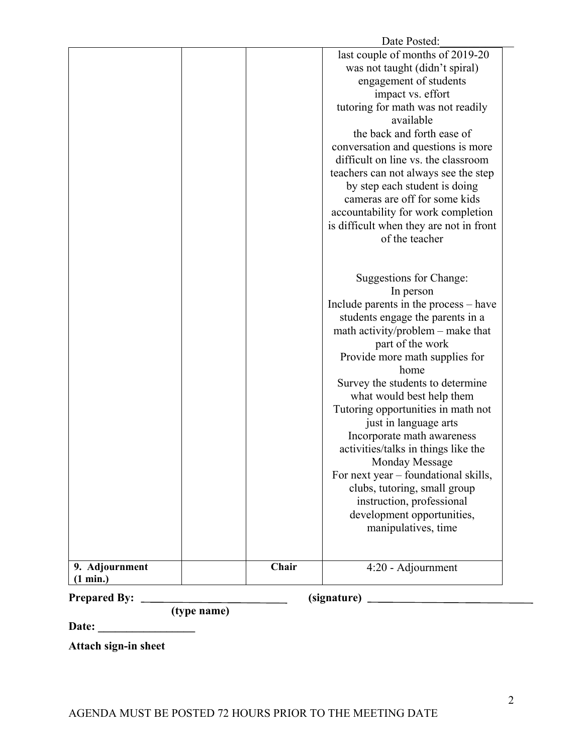Date Posted:___________

| | | | |
|---|---|---|---|
| | | | last couple of months of 2019-20 was not taught (didn't spiral)<br>engagement of students<br>impact vs. effort<br>tutoring for math was not readily available<br>the back and forth ease of conversation and questions is more difficult on line vs. the classroom<br>teachers can not always see the step by step each student is doing<br>cameras are off for some kids<br>accountability for work completion is difficult when they are not in front of the teacher<br><br>Suggestions for Change:<br>In person<br>Include parents in the process – have students engage the parents in a math activity/problem – make that part of the work<br>Provide more math supplies for home<br>Survey the students to determine what would best help them<br>Tutoring opportunities in math not just in language arts<br>Incorporate math awareness activities/talks in things like the Monday Message<br>For next year – foundational skills, clubs, tutoring, small group instruction, professional development opportunities, manipulatives, time |
| **9. Adjournment (1 min.)** | | **Chair** | 4:20 - Adjournment |

**Prepared By:** ___________________________ **(type name)** **(signature)** ______________________________

**Date:** _________________

**Attach sign-in sheet**

AGENDA MUST BE POSTED 72 HOURS PRIOR TO THE MEETING DATE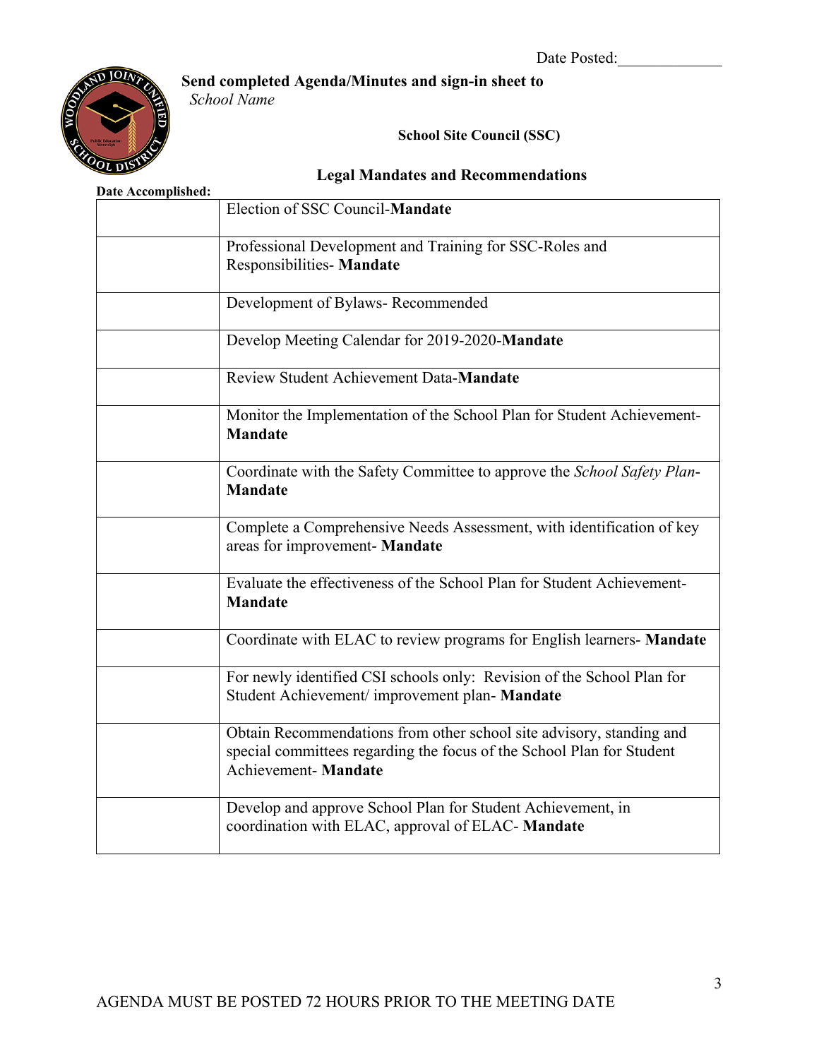Date Posted:_____________

**Send completed Agenda/Minutes and sign-in sheet to**
*School Name*

**School Site Council (SSC)**

**Legal Mandates and Recommendations**

| Date Accomplished: | |
|---|---|
| | Election of SSC Council-**Mandate** |
| | Professional Development and Training for SSC-Roles and Responsibilities- **Mandate** |
| | Development of Bylaws- Recommended |
| | Develop Meeting Calendar for 2019-2020-**Mandate** |
| | Review Student Achievement Data-**Mandate** |
| | Monitor the Implementation of the School Plan for Student Achievement- **Mandate** |
| | Coordinate with the Safety Committee to approve the *School Safety Plan*- **Mandate** |
| | Complete a Comprehensive Needs Assessment, with identification of key areas for improvement- **Mandate** |
| | Evaluate the effectiveness of the School Plan for Student Achievement- **Mandate** |
| | Coordinate with ELAC to review programs for English learners- **Mandate** |
| | For newly identified CSI schools only: Revision of the School Plan for Student Achievement/ improvement plan- **Mandate** |
| | Obtain Recommendations from other school site advisory, standing and special committees regarding the focus of the School Plan for Student Achievement- **Mandate** |
| | Develop and approve School Plan for Student Achievement, in coordination with ELAC, approval of ELAC- **Mandate** |

AGENDA MUST BE POSTED 72 HOURS PRIOR TO THE MEETING DATE